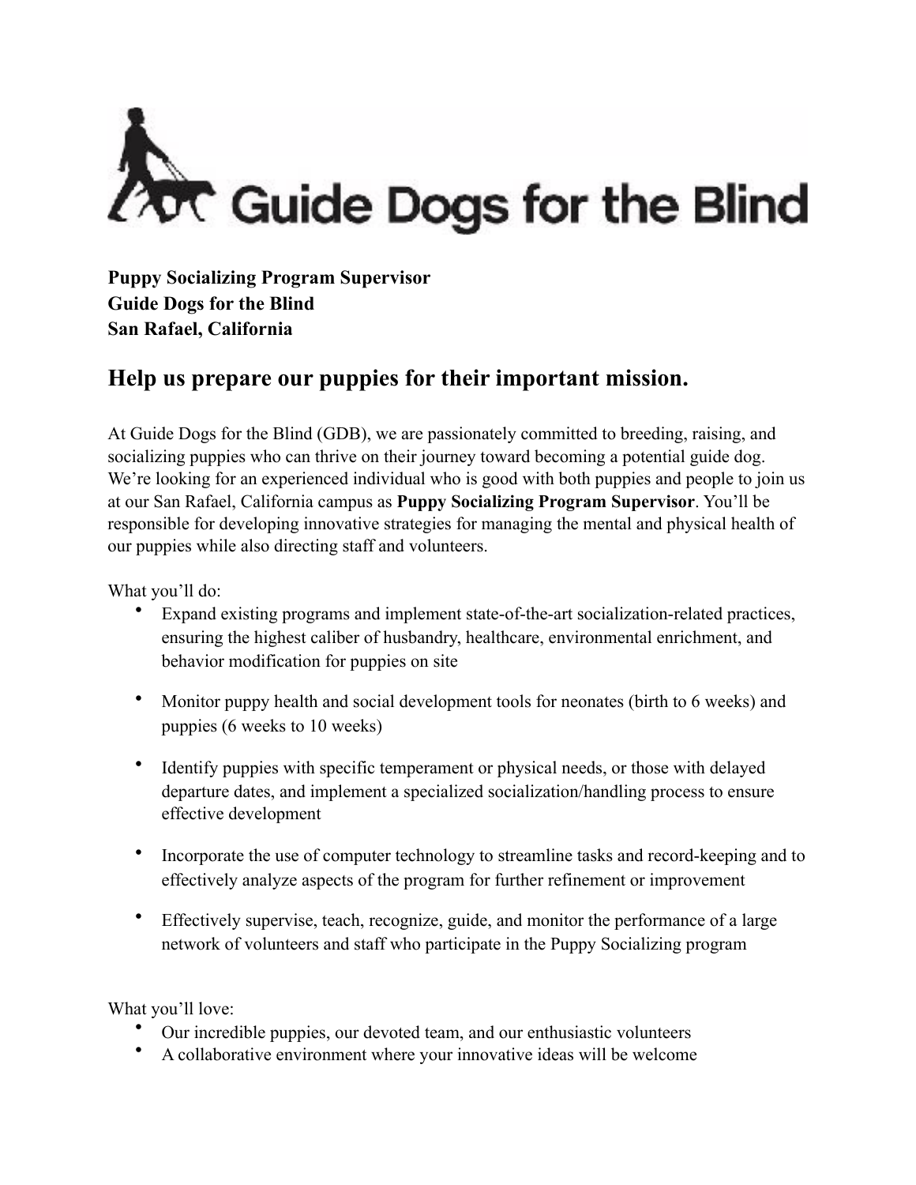Guide Dogs for the Blind

**Puppy Socializing Program Supervisor**
**Guide Dogs for the Blind**
**San Rafael, California**

## Help us prepare our puppies for their important mission.

At Guide Dogs for the Blind (GDB), we are passionately committed to breeding, raising, and socializing puppies who can thrive on their journey toward becoming a potential guide dog. We're looking for an experienced individual who is good with both puppies and people to join us at our San Rafael, California campus as **Puppy Socializing Program Supervisor**. You'll be responsible for developing innovative strategies for managing the mental and physical health of our puppies while also directing staff and volunteers.

What you'll do:

- Expand existing programs and implement state-of-the-art socialization-related practices, ensuring the highest caliber of husbandry, healthcare, environmental enrichment, and behavior modification for puppies on site
- Monitor puppy health and social development tools for neonates (birth to 6 weeks) and puppies (6 weeks to 10 weeks)
- Identify puppies with specific temperament or physical needs, or those with delayed departure dates, and implement a specialized socialization/handling process to ensure effective development
- Incorporate the use of computer technology to streamline tasks and record-keeping and to effectively analyze aspects of the program for further refinement or improvement
- Effectively supervise, teach, recognize, guide, and monitor the performance of a large network of volunteers and staff who participate in the Puppy Socializing program

What you'll love:

- Our incredible puppies, our devoted team, and our enthusiastic volunteers
- A collaborative environment where your innovative ideas will be welcome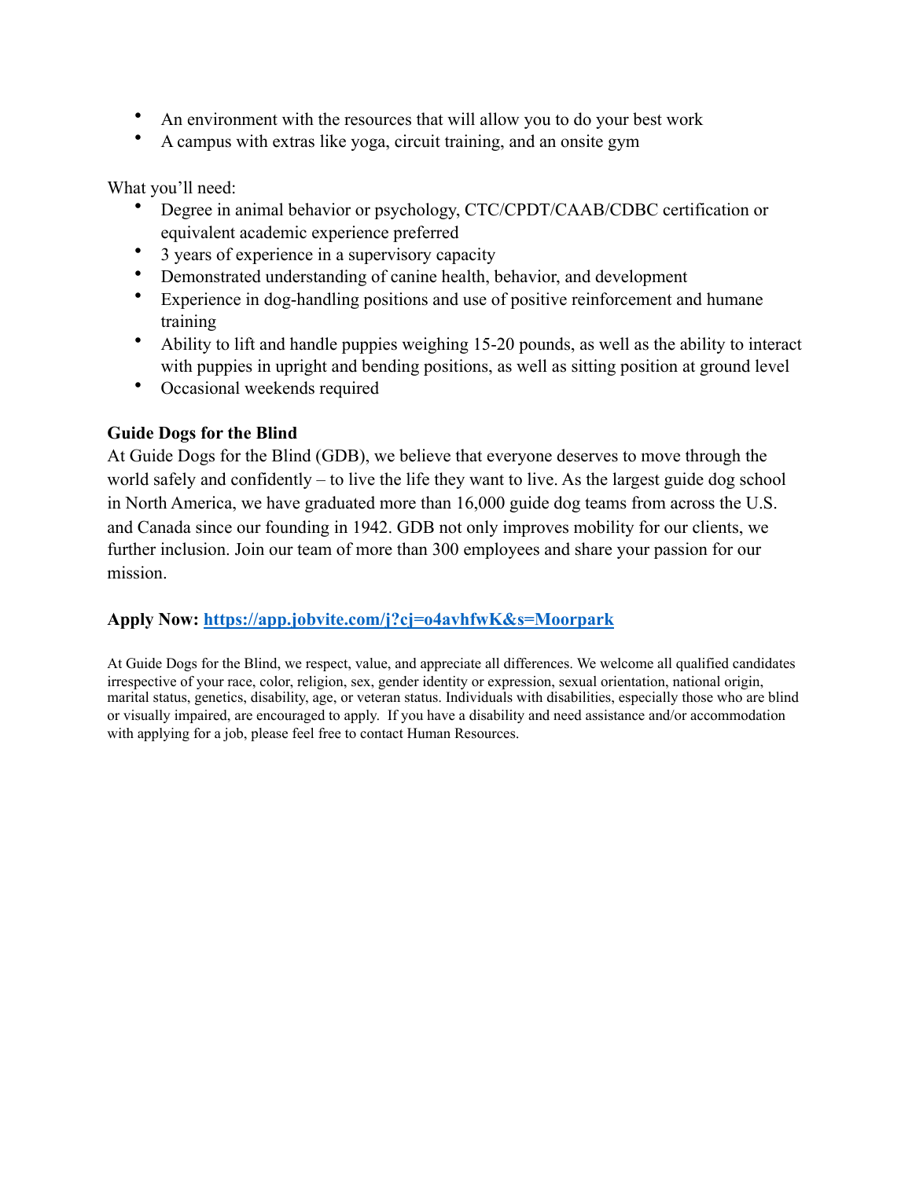- An environment with the resources that will allow you to do your best work
- A campus with extras like yoga, circuit training, and an onsite gym

What you'll need:

- Degree in animal behavior or psychology, CTC/CPDT/CAAB/CDBC certification or equivalent academic experience preferred
- 3 years of experience in a supervisory capacity
- Demonstrated understanding of canine health, behavior, and development
- Experience in dog-handling positions and use of positive reinforcement and humane training
- Ability to lift and handle puppies weighing 15-20 pounds, as well as the ability to interact with puppies in upright and bending positions, as well as sitting position at ground level
- Occasional weekends required

**Guide Dogs for the Blind**

At Guide Dogs for the Blind (GDB), we believe that everyone deserves to move through the world safely and confidently – to live the life they want to live. As the largest guide dog school in North America, we have graduated more than 16,000 guide dog teams from across the U.S. and Canada since our founding in 1942. GDB not only improves mobility for our clients, we further inclusion. Join our team of more than 300 employees and share your passion for our mission.

**Apply Now: [https://app.jobvite.com/j?cj=o4avhfwK&s=Moorpark](https://app.jobvite.com/j?cj=o4avhfwK&s=Moorpark)**

At Guide Dogs for the Blind, we respect, value, and appreciate all differences. We welcome all qualified candidates irrespective of your race, color, religion, sex, gender identity or expression, sexual orientation, national origin, marital status, genetics, disability, age, or veteran status. Individuals with disabilities, especially those who are blind or visually impaired, are encouraged to apply. If you have a disability and need assistance and/or accommodation with applying for a job, please feel free to contact Human Resources.